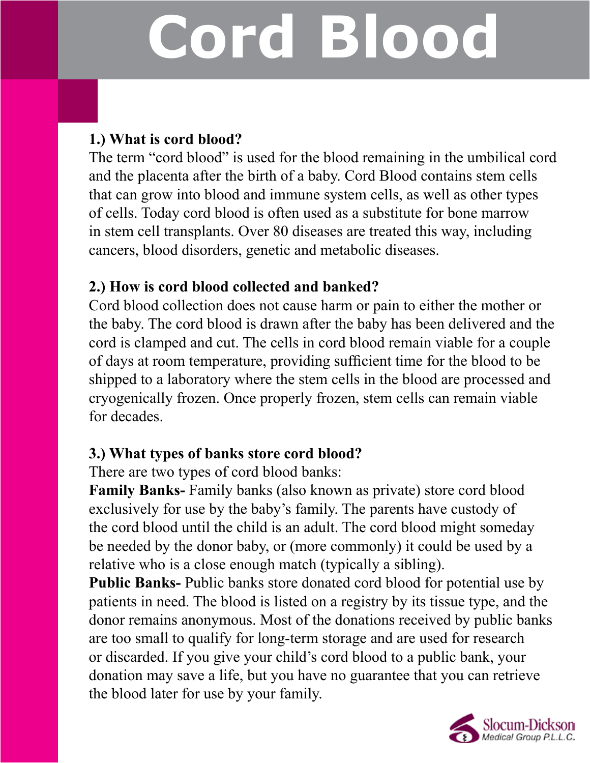# Cord Blood

**1.) What is cord blood?**

The term "cord blood" is used for the blood remaining in the umbilical cord and the placenta after the birth of a baby. Cord Blood contains stem cells that can grow into blood and immune system cells, as well as other types of cells. Today cord blood is often used as a substitute for bone marrow in stem cell transplants. Over 80 diseases are treated this way, including cancers, blood disorders, genetic and metabolic diseases.

**2.) How is cord blood collected and banked?**

Cord blood collection does not cause harm or pain to either the mother or the baby. The cord blood is drawn after the baby has been delivered and the cord is clamped and cut. The cells in cord blood remain viable for a couple of days at room temperature, providing sufficient time for the blood to be shipped to a laboratory where the stem cells in the blood are processed and cryogenically frozen. Once properly frozen, stem cells can remain viable for decades.

**3.) What types of banks store cord blood?**

There are two types of cord blood banks:

**Family Banks-** Family banks (also known as private) store cord blood exclusively for use by the baby's family. The parents have custody of the cord blood until the child is an adult. The cord blood might someday be needed by the donor baby, or (more commonly) it could be used by a relative who is a close enough match (typically a sibling).

**Public Banks-** Public banks store donated cord blood for potential use by patients in need. The blood is listed on a registry by its tissue type, and the donor remains anonymous. Most of the donations received by public banks are too small to qualify for long-term storage and are used for research or discarded. If you give your child's cord blood to a public bank, your donation may save a life, but you have no guarantee that you can retrieve the blood later for use by your family.

Slocum-Dickson Medical Group P.L.L.C.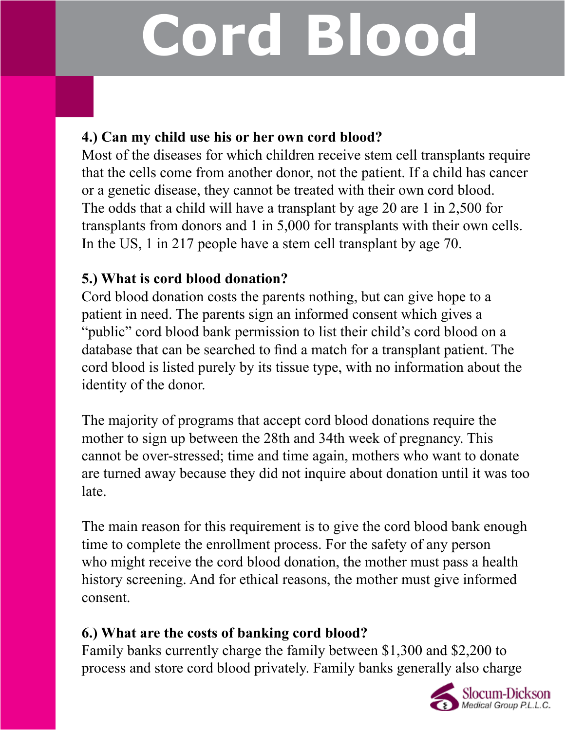# Cord Blood

**4.) Can my child use his or her own cord blood?**

Most of the diseases for which children receive stem cell transplants require that the cells come from another donor, not the patient. If a child has cancer or a genetic disease, they cannot be treated with their own cord blood. The odds that a child will have a transplant by age 20 are 1 in 2,500 for transplants from donors and 1 in 5,000 for transplants with their own cells. In the US, 1 in 217 people have a stem cell transplant by age 70.

**5.) What is cord blood donation?**

Cord blood donation costs the parents nothing, but can give hope to a patient in need. The parents sign an informed consent which gives a "public" cord blood bank permission to list their child's cord blood on a database that can be searched to find a match for a transplant patient. The cord blood is listed purely by its tissue type, with no information about the identity of the donor.

The majority of programs that accept cord blood donations require the mother to sign up between the 28th and 34th week of pregnancy. This cannot be over-stressed; time and time again, mothers who want to donate are turned away because they did not inquire about donation until it was too late.

The main reason for this requirement is to give the cord blood bank enough time to complete the enrollment process. For the safety of any person who might receive the cord blood donation, the mother must pass a health history screening. And for ethical reasons, the mother must give informed consent.

**6.) What are the costs of banking cord blood?**

Family banks currently charge the family between $1,300 and $2,200 to process and store cord blood privately. Family banks generally also charge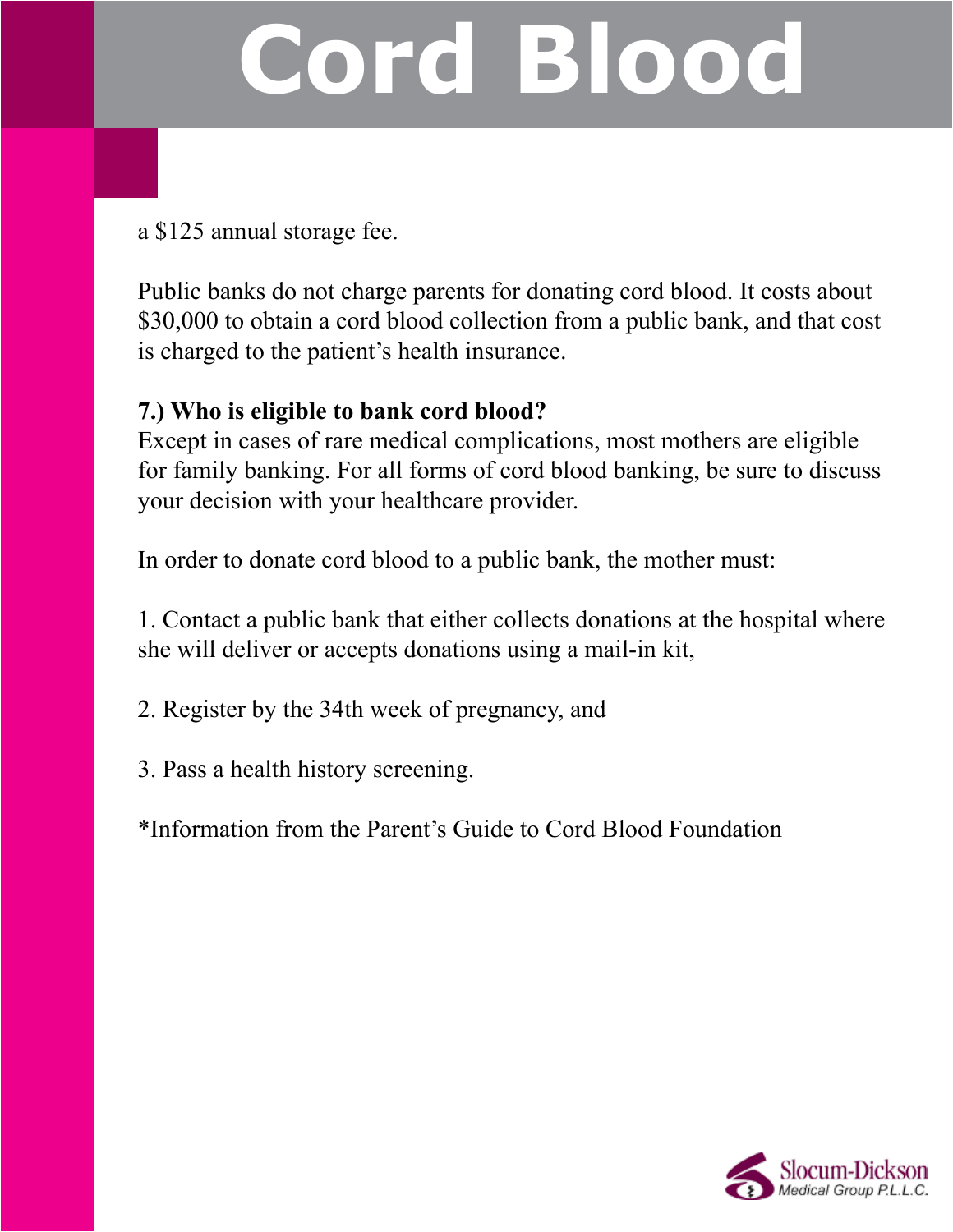a $125 annual storage fee.

Public banks do not charge parents for donating cord blood. It costs about $30,000 to obtain a cord blood collection from a public bank, and that cost is charged to the patient's health insurance.

**7.) Who is eligible to bank cord blood?**

Except in cases of rare medical complications, most mothers are eligible for family banking. For all forms of cord blood banking, be sure to discuss your decision with your healthcare provider.

In order to donate cord blood to a public bank, the mother must:

1. Contact a public bank that either collects donations at the hospital where she will deliver or accepts donations using a mail-in kit,

2. Register by the 34th week of pregnancy, and

3. Pass a health history screening.

*Information from the Parent's Guide to Cord Blood Foundation